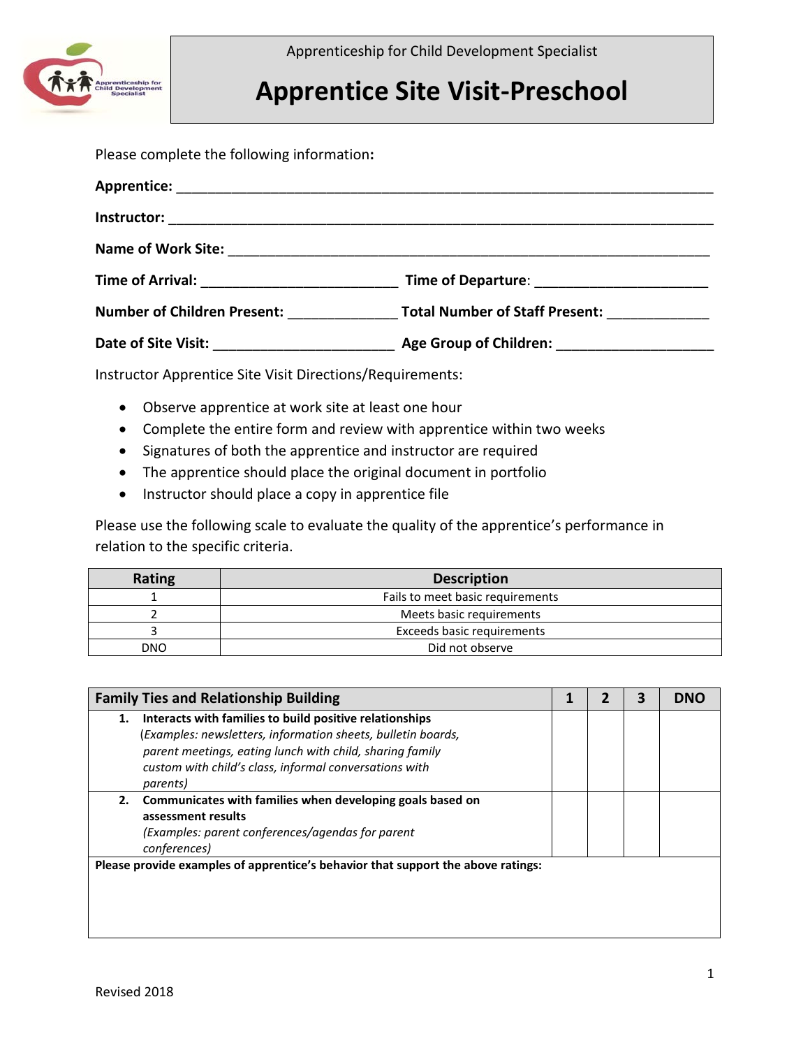Apprenticeship for Child Development Specialist

# Apprentice Site Visit-Preschool

Please complete the following information**:**

**Apprentice:** ______________________________________________________________________

**Instructor:** ______________________________________________________________________

**Name of Work Site:** _______________________________________________________________

**Time of Arrival:** _________________________ **Time of Departure**: ______________________

**Number of Children Present:** ______________ **Total Number of Staff Present:** _____________

**Date of Site Visit:** _______________________ **Age Group of Children:** ___________________

Instructor Apprentice Site Visit Directions/Requirements:

- Observe apprentice at work site at least one hour
- Complete the entire form and review with apprentice within two weeks
- Signatures of both the apprentice and instructor are required
- The apprentice should place the original document in portfolio
- Instructor should place a copy in apprentice file

Please use the following scale to evaluate the quality of the apprentice's performance in relation to the specific criteria.

| Rating | Description |
|---|---|
| 1 | Fails to meet basic requirements |
| 2 | Meets basic requirements |
| 3 | Exceeds basic requirements |
| DNO | Did not observe |

| Family Ties and Relationship Building | 1 | 2 | 3 | DNO |
|---|---|---|---|---|
| **1. Interacts with families to build positive relationships** *(Examples: newsletters, information sheets, bulletin boards, parent meetings, eating lunch with child, sharing family custom with child's class, informal conversations with parents)* | | | | |
| **2. Communicates with families when developing goals based on assessment results** *(Examples: parent conferences/agendas for parent conferences)* | | | | |
| **Please provide examples of apprentice's behavior that support the above ratings:** | | | | |

Revised 2018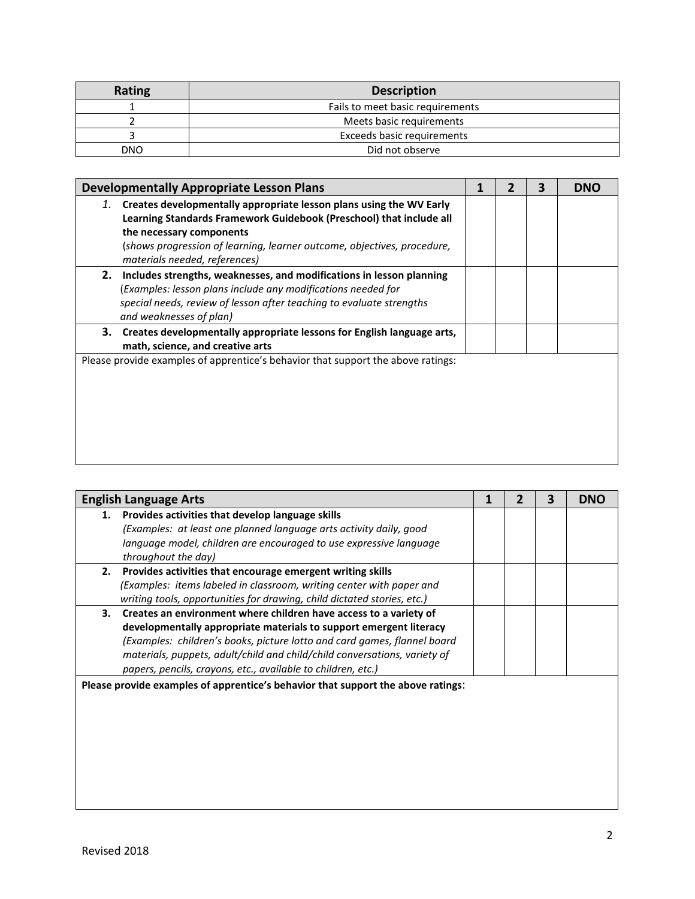| Rating | Description |
|---|---|
| 1 | Fails to meet basic requirements |
| 2 | Meets basic requirements |
| 3 | Exceeds basic requirements |
| DNO | Did not observe |

| Developmentally Appropriate Lesson Plans | 1 | 2 | 3 | DNO |
|---|---|---|---|---|
| *1.* **Creates developmentally appropriate lesson plans using the WV Early Learning Standards Framework Guidebook (Preschool) that include all the necessary components** (*shows progression of learning, learner outcome, objectives, procedure, materials needed, references)* | | | | |
| **2. Includes strengths, weaknesses, and modifications in lesson planning** (*Examples: lesson plans include any modifications needed for special needs, review of lesson after teaching to evaluate strengths and weaknesses of plan)* | | | | |
| **3. Creates developmentally appropriate lessons for English language arts, math, science, and creative arts** | | | | |
| Please provide examples of apprentice's behavior that support the above ratings: | | | | |

| English Language Arts | 1 | 2 | 3 | DNO |
|---|---|---|---|---|
| **1. Provides activities that develop language skills** *(Examples: at least one planned language arts activity daily, good language model, children are encouraged to use expressive language throughout the day)* | | | | |
| **2. Provides activities that encourage emergent writing skills** *(Examples: items labeled in classroom, writing center with paper and writing tools, opportunities for drawing, child dictated stories, etc.)* | | | | |
| **3. Creates an environment where children have access to a variety of developmentally appropriate materials to support emergent literacy** *(Examples: children's books, picture lotto and card games, flannel board materials, puppets, adult/child and child/child conversations, variety of papers, pencils, crayons, etc., available to children, etc.)* | | | | |
| **Please provide examples of apprentice's behavior that support the above ratings**: | | | | |

Revised 2018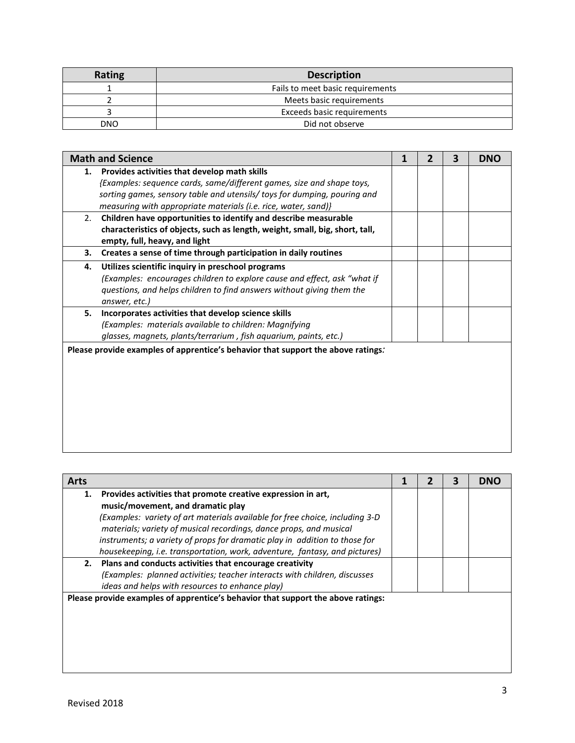| Rating | Description |
|---|---|
| 1 | Fails to meet basic requirements |
| 2 | Meets basic requirements |
| 3 | Exceeds basic requirements |
| DNO | Did not observe |

| Math and Science | 1 | 2 | 3 | DNO |
|---|---|---|---|---|
| **1. Provides activities that develop math skills** *{Examples: sequence cards, same/different games, size and shape toys, sorting games, sensory table and utensils/ toys for dumping, pouring and measuring with appropriate materials (i.e. rice, water, sand)}* | | | | |
| 2. **Children have opportunities to identify and describe measurable characteristics of objects, such as length, weight, small, big, short, tall, empty, full, heavy, and light** | | | | |
| **3. Creates a sense of time through participation in daily routines** | | | | |
| **4. Utilizes scientific inquiry in preschool programs** *(Examples: encourages children to explore cause and effect, ask "what if questions, and helps children to find answers without giving them the answer, etc.)* | | | | |
| **5. Incorporates activities that develop science skills** *(Examples: materials available to children: Magnifying glasses, magnets, plants/terrarium , fish aquarium, paints, etc.)* | | | | |
| **Please provide examples of apprentice's behavior that support the above ratings*:*** | | | | |

| Arts | 1 | 2 | 3 | DNO |
|---|---|---|---|---|
| **1. Provides activities that promote creative expression in art, music/movement, and dramatic play** *(Examples: variety of art materials available for free choice, including 3-D materials; variety of musical recordings, dance props, and musical instruments; a variety of props for dramatic play in addition to those for housekeeping, i.e. transportation, work, adventure, fantasy, and pictures)* | | | | |
| **2. Plans and conducts activities that encourage creativity** *(Examples: planned activities; teacher interacts with children, discusses ideas and helps with resources to enhance play)* | | | | |
| **Please provide examples of apprentice's behavior that support the above ratings:** | | | | |

Revised 2018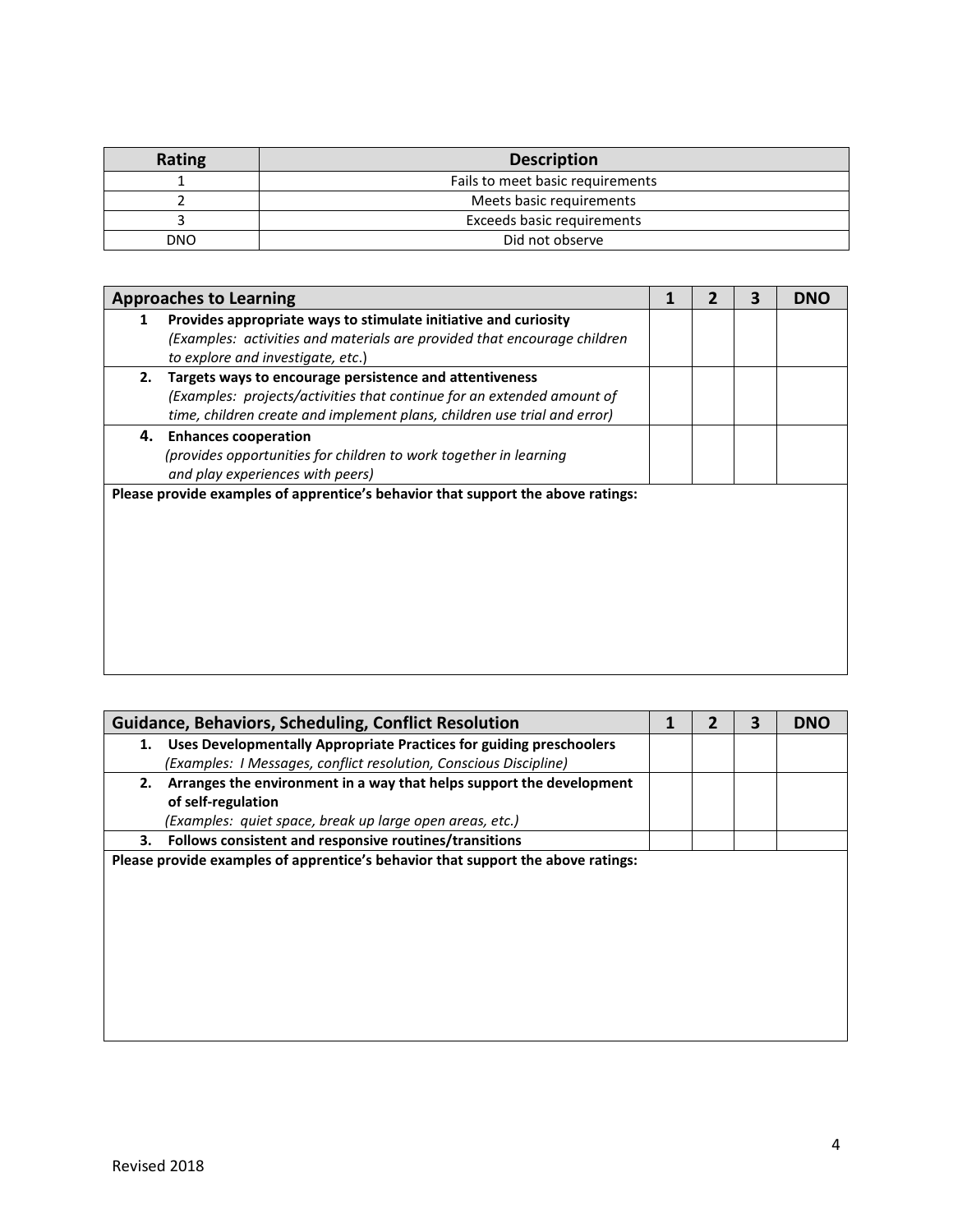| Rating | Description |
|---|---|
| 1 | Fails to meet basic requirements |
| 2 | Meets basic requirements |
| 3 | Exceeds basic requirements |
| DNO | Did not observe |

| Approaches to Learning | 1 | 2 | 3 | DNO |
|---|---|---|---|---|
| **1 Provides appropriate ways to stimulate initiative and curiosity** *(Examples: activities and materials are provided that encourage children to explore and investigate, etc.*) | | | | |
| **2. Targets ways to encourage persistence and attentiveness** *(Examples: projects/activities that continue for an extended amount of time, children create and implement plans, children use trial and error)* | | | | |
| **4. Enhances cooperation** *(provides opportunities for children to work together in learning and play experiences with peers)* | | | | |
| **Please provide examples of apprentice's behavior that support the above ratings:** | | | | |

| Guidance, Behaviors, Scheduling, Conflict Resolution | 1 | 2 | 3 | DNO |
|---|---|---|---|---|
| **1. Uses Developmentally Appropriate Practices for guiding preschoolers** *(Examples: I Messages, conflict resolution, Conscious Discipline)* | | | | |
| **2. Arranges the environment in a way that helps support the development of self-regulation** *(Examples: quiet space, break up large open areas, etc.)* | | | | |
| **3. Follows consistent and responsive routines/transitions** | | | | |
| **Please provide examples of apprentice's behavior that support the above ratings:** | | | | |

Revised 2018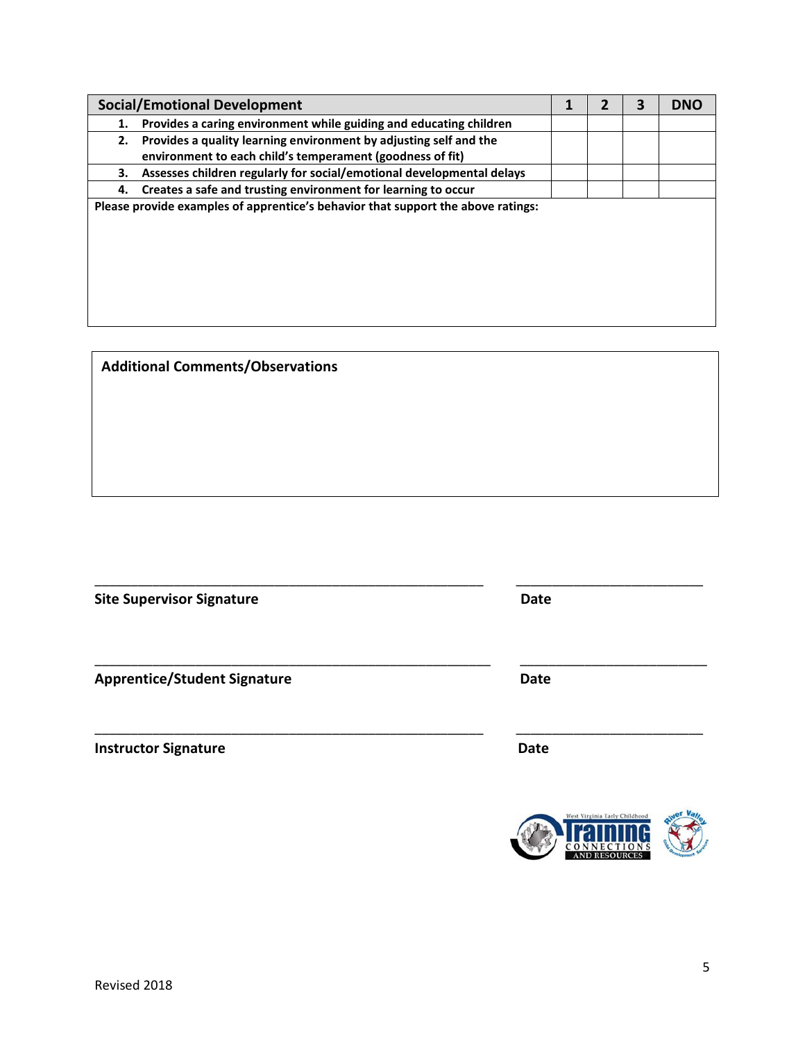| Social/Emotional Development | 1 | 2 | 3 | DNO |
|---|---|---|---|---|
| 1. Provides a caring environment while guiding and educating children | | | | |
| 2. Provides a quality learning environment by adjusting self and the environment to each child's temperament (goodness of fit) | | | | |
| 3. Assesses children regularly for social/emotional developmental delays | | | | |
| 4. Creates a safe and trusting environment for learning to occur | | | | |

**Please provide examples of apprentice's behavior that support the above ratings:**

**Additional Comments/Observations**

_______________________________________________ _______________________

**Site Supervisor Signature** **Date**

_______________________________________________ _______________________

**Apprentice/Student Signature** **Date**

_______________________________________________ _______________________

**Instructor Signature** **Date**

West Virginia Early Childhood Training Connections and Resources

River Valley Child Development Services

Revised 2018